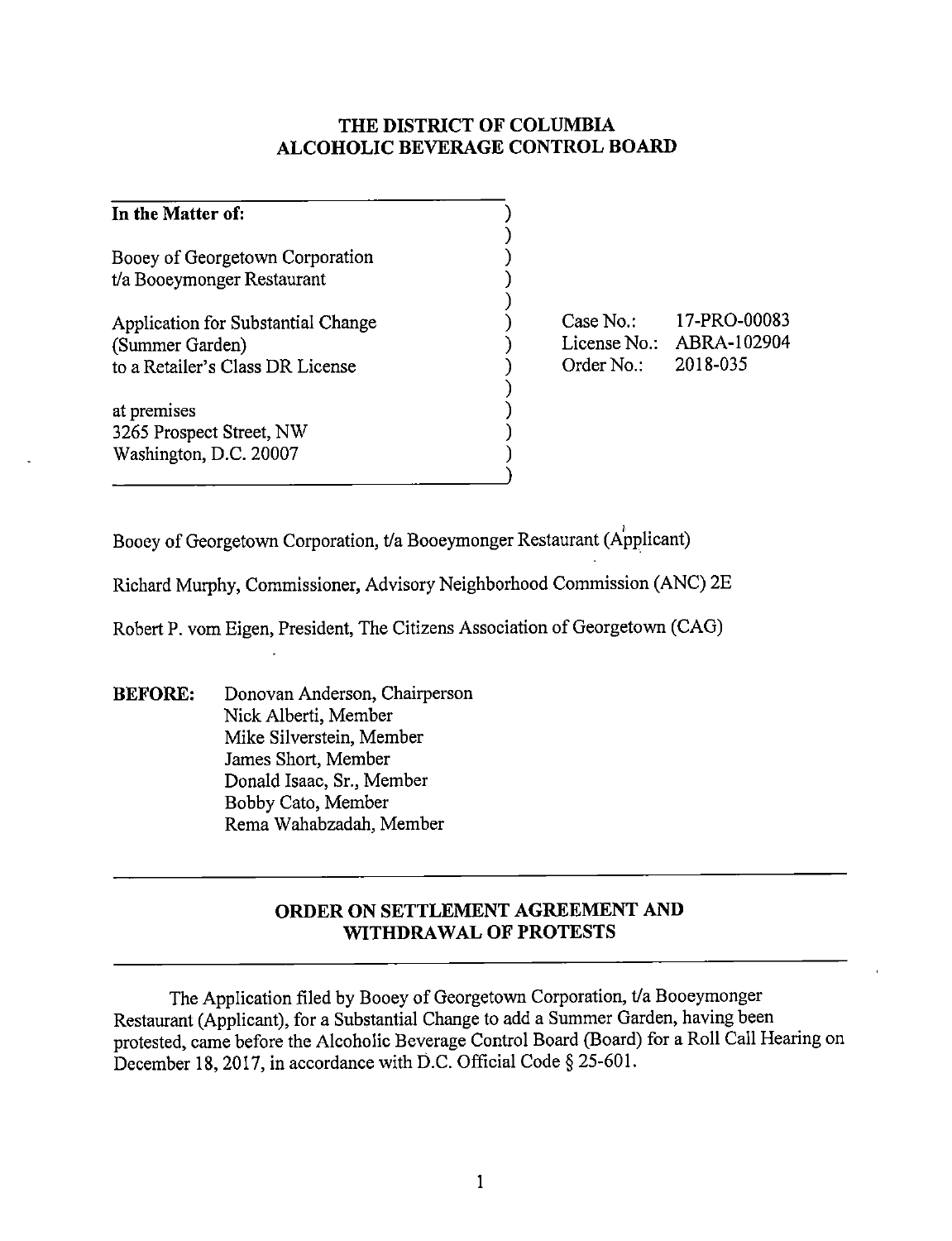# THE DISTRICT OF COLUMBIA
# ALCOHOLIC BEVERAGE CONTROL BOARD

| | |
|---|---|
| **In the Matter of:** | |
| Booey of Georgetown Corporation<br>t/a Booeymonger Restaurant | |
| Application for Substantial Change<br>(Summer Garden)<br>to a Retailer's Class DR License | Case No.: 17-PRO-00083<br>License No.: ABRA-102904<br>Order No.: 2018-035 |
| at premises<br>3265 Prospect Street, NW<br>Washington, D.C. 20007 | |

Booey of Georgetown Corporation, t/a Booeymonger Restaurant (Applicant)

Richard Murphy, Commissioner, Advisory Neighborhood Commission (ANC) 2E

Robert P. vom Eigen, President, The Citizens Association of Georgetown (CAG)

**BEFORE:** Donovan Anderson, Chairperson
Nick Alberti, Member
Mike Silverstein, Member
James Short, Member
Donald Isaac, Sr., Member
Bobby Cato, Member
Rema Wahabzadah, Member

## ORDER ON SETTLEMENT AGREEMENT AND WITHDRAWAL OF PROTESTS

The Application filed by Booey of Georgetown Corporation, t/a Booeymonger Restaurant (Applicant), for a Substantial Change to add a Summer Garden, having been protested, came before the Alcoholic Beverage Control Board (Board) for a Roll Call Hearing on December 18, 2017, in accordance with D.C. Official Code § 25-601.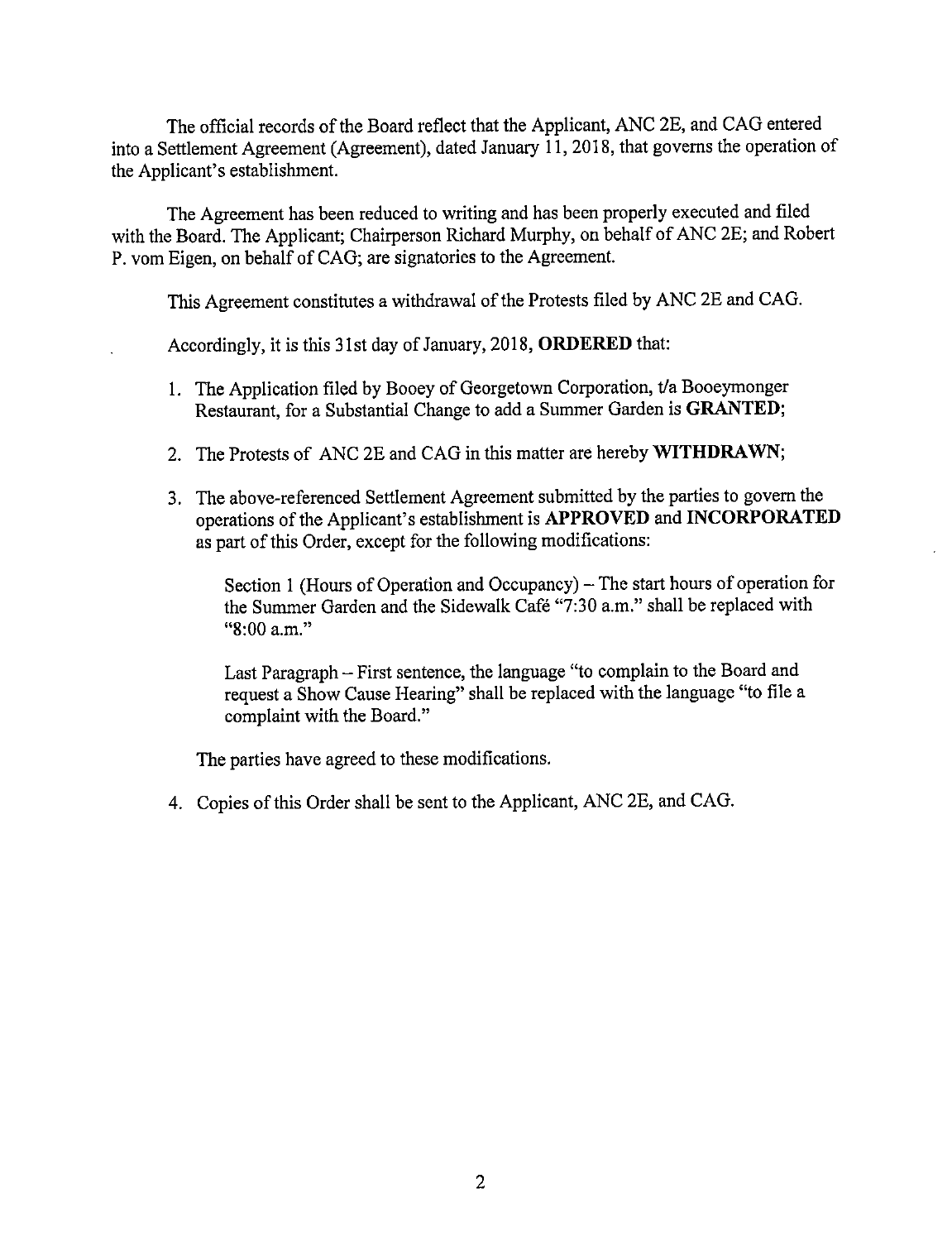The official records of the Board reflect that the Applicant, ANC 2E, and CAG entered into a Settlement Agreement (Agreement), dated January 11, 2018, that governs the operation of the Applicant's establishment.

The Agreement has been reduced to writing and has been properly executed and filed with the Board. The Applicant; Chairperson Richard Murphy, on behalf of ANC 2E; and Robert P. vom Eigen, on behalf of CAG; are signatories to the Agreement.

This Agreement constitutes a withdrawal of the Protests filed by ANC 2E and CAG.

Accordingly, it is this 31st day of January, 2018, **ORDERED** that:

1. The Application filed by Booey of Georgetown Corporation, t/a Booeymonger Restaurant, for a Substantial Change to add a Summer Garden is **GRANTED**;
2. The Protests of ANC 2E and CAG in this matter are hereby **WITHDRAWN**;
3. The above-referenced Settlement Agreement submitted by the parties to govern the operations of the Applicant's establishment is **APPROVED** and **INCORPORATED** as part of this Order, except for the following modifications:

   Section 1 (Hours of Operation and Occupancy) – The start hours of operation for the Summer Garden and the Sidewalk Café "7:30 a.m." shall be replaced with "8:00 a.m."

   Last Paragraph – First sentence, the language "to complain to the Board and request a Show Cause Hearing" shall be replaced with the language "to file a complaint with the Board."

   The parties have agreed to these modifications.

4. Copies of this Order shall be sent to the Applicant, ANC 2E, and CAG.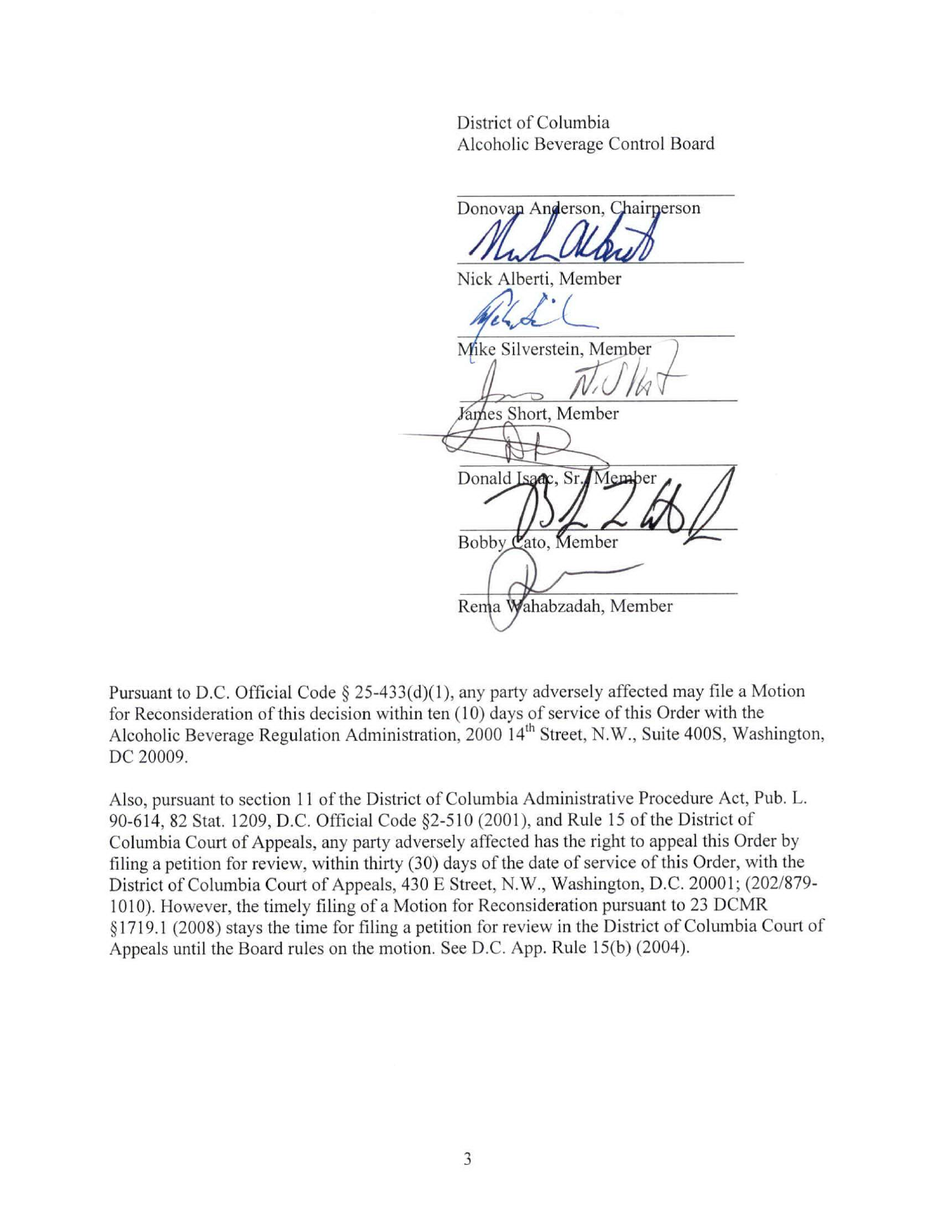District of Columbia
Alcoholic Beverage Control Board

Donovan Anderson, Chairperson

Nick Alberti, Member

Mike Silverstein, Member

James Short, Member

Donald Isaac, Sr., Member

Bobby Cato, Member

Rema Wahabzadah, Member

Pursuant to D.C. Official Code § 25-433(d)(1), any party adversely affected may file a Motion for Reconsideration of this decision within ten (10) days of service of this Order with the Alcoholic Beverage Regulation Administration, 2000 14th Street, N.W., Suite 400S, Washington, DC 20009.

Also, pursuant to section 11 of the District of Columbia Administrative Procedure Act, Pub. L. 90-614, 82 Stat. 1209, D.C. Official Code §2-510 (2001), and Rule 15 of the District of Columbia Court of Appeals, any party adversely affected has the right to appeal this Order by filing a petition for review, within thirty (30) days of the date of service of this Order, with the District of Columbia Court of Appeals, 430 E Street, N.W., Washington, D.C. 20001; (202/879-1010). However, the timely filing of a Motion for Reconsideration pursuant to 23 DCMR §1719.1 (2008) stays the time for filing a petition for review in the District of Columbia Court of Appeals until the Board rules on the motion. See D.C. App. Rule 15(b) (2004).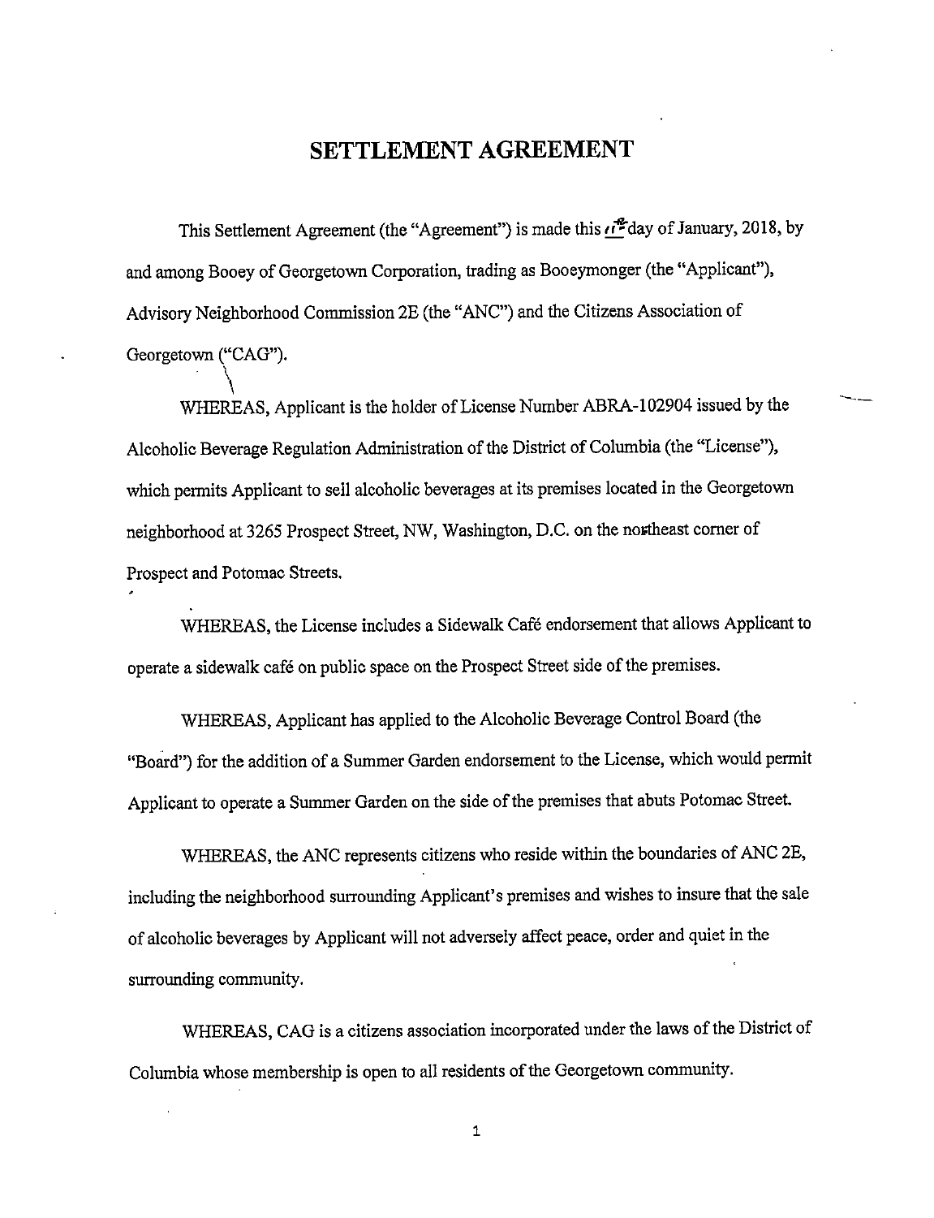# SETTLEMENT AGREEMENT

This Settlement Agreement (the "Agreement") is made this 11th day of January, 2018, by and among Booey of Georgetown Corporation, trading as Booeymonger (the "Applicant"), Advisory Neighborhood Commission 2E (the "ANC") and the Citizens Association of Georgetown ("CAG").

WHEREAS, Applicant is the holder of License Number ABRA-102904 issued by the Alcoholic Beverage Regulation Administration of the District of Columbia (the "License"), which permits Applicant to sell alcoholic beverages at its premises located in the Georgetown neighborhood at 3265 Prospect Street, NW, Washington, D.C. on the northeast corner of Prospect and Potomac Streets.

WHEREAS, the License includes a Sidewalk Café endorsement that allows Applicant to operate a sidewalk café on public space on the Prospect Street side of the premises.

WHEREAS, Applicant has applied to the Alcoholic Beverage Control Board (the "Board") for the addition of a Summer Garden endorsement to the License, which would permit Applicant to operate a Summer Garden on the side of the premises that abuts Potomac Street.

WHEREAS, the ANC represents citizens who reside within the boundaries of ANC 2E, including the neighborhood surrounding Applicant's premises and wishes to insure that the sale of alcoholic beverages by Applicant will not adversely affect peace, order and quiet in the surrounding community.

WHEREAS, CAG is a citizens association incorporated under the laws of the District of Columbia whose membership is open to all residents of the Georgetown community.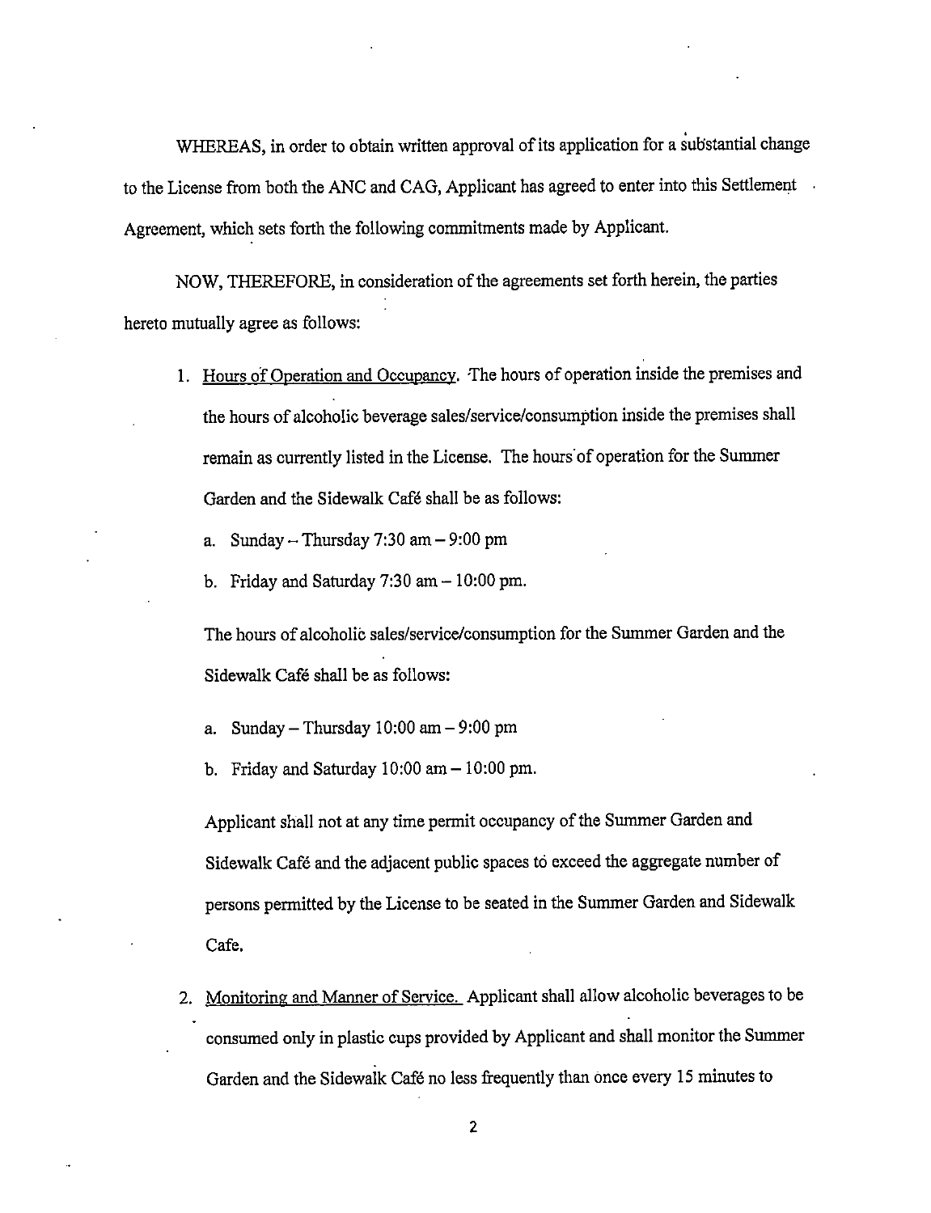WHEREAS, in order to obtain written approval of its application for a substantial change to the License from both the ANC and CAG, Applicant has agreed to enter into this Settlement Agreement, which sets forth the following commitments made by Applicant.

NOW, THEREFORE, in consideration of the agreements set forth herein, the parties hereto mutually agree as follows:

1. Hours of Operation and Occupancy. The hours of operation inside the premises and the hours of alcoholic beverage sales/service/consumption inside the premises shall remain as currently listed in the License. The hours of operation for the Summer Garden and the Sidewalk Café shall be as follows:

   a. Sunday – Thursday 7:30 am – 9:00 pm

   b. Friday and Saturday 7:30 am – 10:00 pm.

   The hours of alcoholic sales/service/consumption for the Summer Garden and the Sidewalk Café shall be as follows:

   a. Sunday – Thursday 10:00 am – 9:00 pm

   b. Friday and Saturday 10:00 am – 10:00 pm.

   Applicant shall not at any time permit occupancy of the Summer Garden and Sidewalk Café and the adjacent public spaces to exceed the aggregate number of persons permitted by the License to be seated in the Summer Garden and Sidewalk Cafe.

2. Monitoring and Manner of Service. Applicant shall allow alcoholic beverages to be consumed only in plastic cups provided by Applicant and shall monitor the Summer Garden and the Sidewalk Café no less frequently than once every 15 minutes to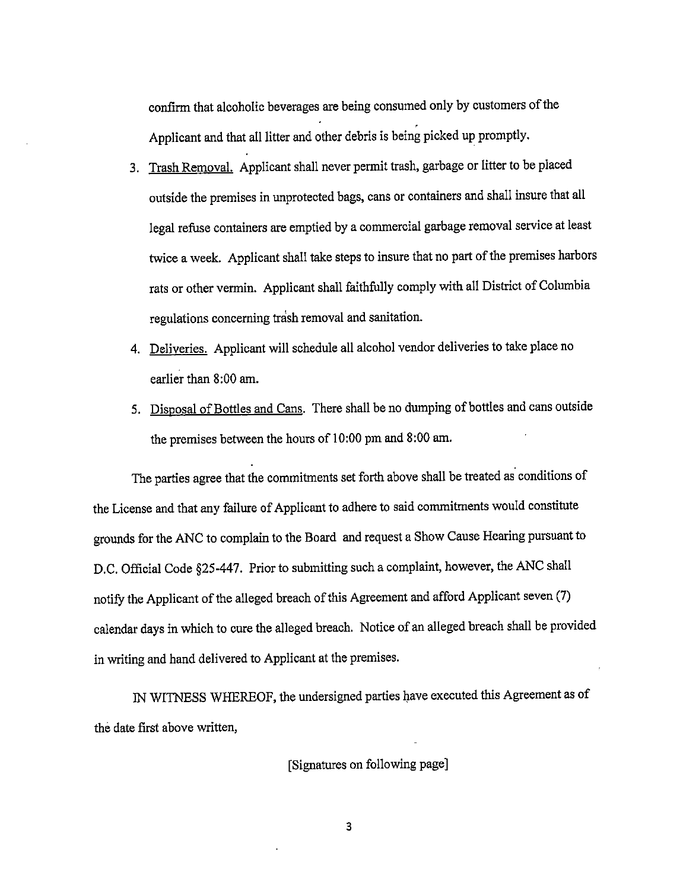confirm that alcoholic beverages are being consumed only by customers of the Applicant and that all litter and other debris is being picked up promptly.

3. <u>Trash Removal.</u> Applicant shall never permit trash, garbage or litter to be placed outside the premises in unprotected bags, cans or containers and shall insure that all legal refuse containers are emptied by a commercial garbage removal service at least twice a week. Applicant shall take steps to insure that no part of the premises harbors rats or other vermin. Applicant shall faithfully comply with all District of Columbia regulations concerning trash removal and sanitation.

4. <u>Deliveries.</u> Applicant will schedule all alcohol vendor deliveries to take place no earlier than 8:00 am.

5. <u>Disposal of Bottles and Cans</u>. There shall be no dumping of bottles and cans outside the premises between the hours of 10:00 pm and 8:00 am.

The parties agree that the commitments set forth above shall be treated as conditions of the License and that any failure of Applicant to adhere to said commitments would constitute grounds for the ANC to complain to the Board and request a Show Cause Hearing pursuant to D.C. Official Code §25-447. Prior to submitting such a complaint, however, the ANC shall notify the Applicant of the alleged breach of this Agreement and afford Applicant seven (7) calendar days in which to cure the alleged breach. Notice of an alleged breach shall be provided in writing and hand delivered to Applicant at the premises.

IN WITNESS WHEREOF, the undersigned parties have executed this Agreement as of the date first above written,

[Signatures on following page]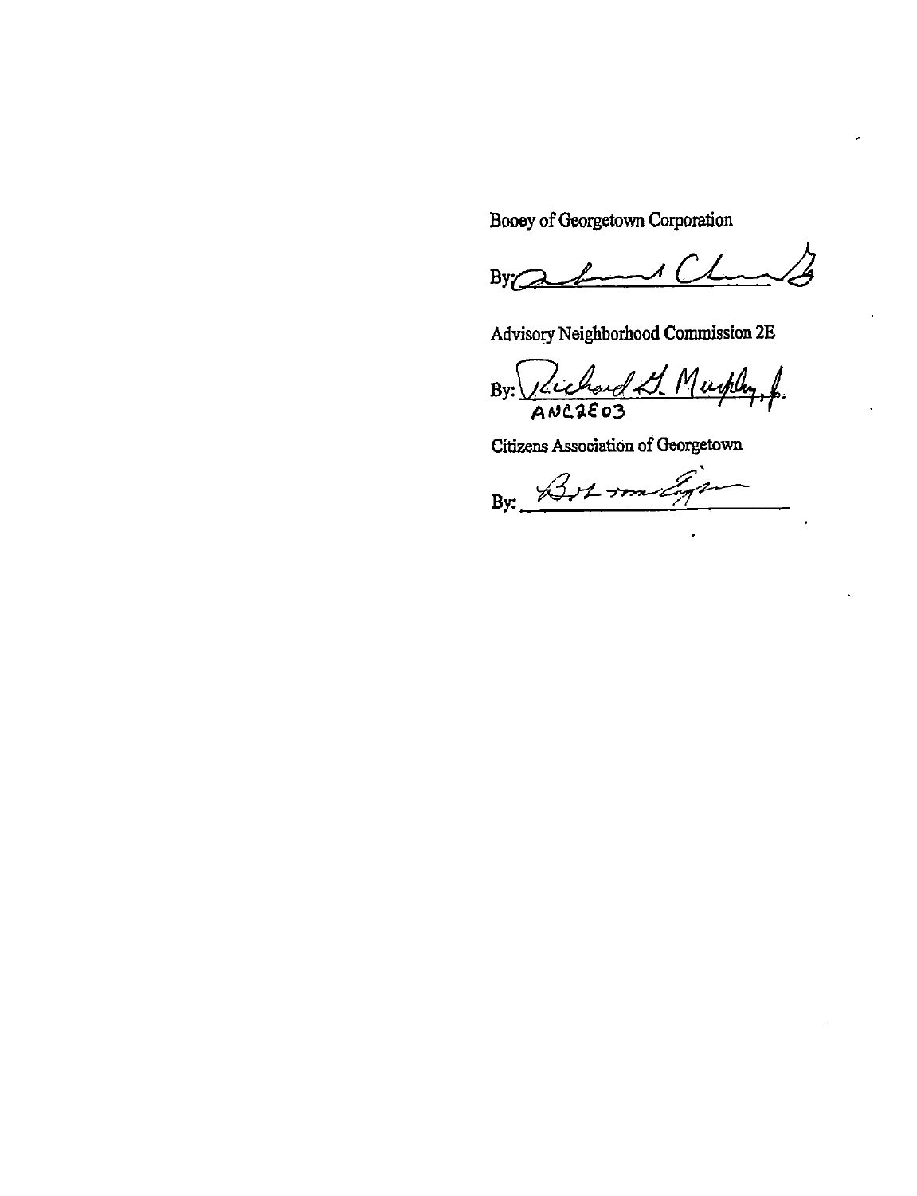Booey of Georgetown Corporation

By: _______________

Advisory Neighborhood Commission 2E

By: Richard G. Murphy, Jr.
ANC2E03

Citizens Association of Georgetown

By: _______________